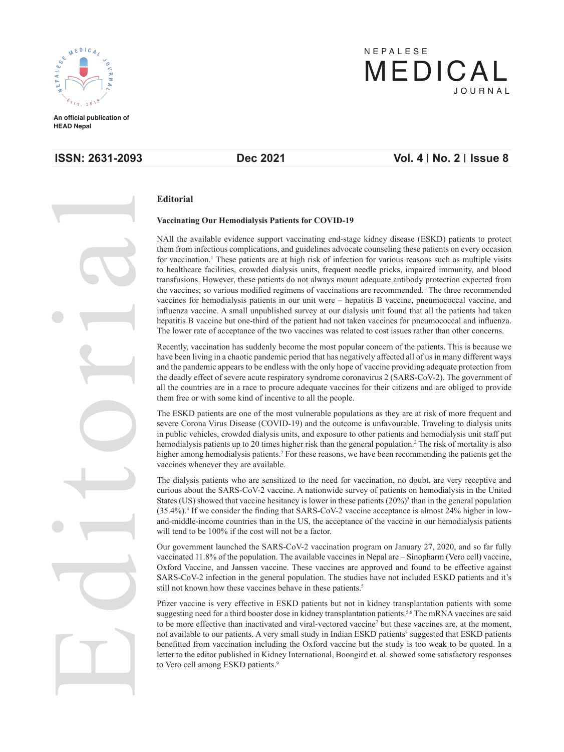# Editorial

## Vaccinating Our Hemodialysis Patients for COVID-19

NAll the available evidence support vaccinating end-stage kidney disease (ESKD) patients to protect them from infectious complications, and guidelines advocate counseling these patients on every occasion for vaccination.[1] These patients are at high risk of infection for various reasons such as multiple visits to healthcare facilities, crowded dialysis units, frequent needle pricks, impaired immunity, and blood transfusions. However, these patients do not always mount adequate antibody protection expected from the vaccines; so various modified regimens of vaccinations are recommended.[1] The three recommended vaccines for hemodialysis patients in our unit were – hepatitis B vaccine, pneumococcal vaccine, and influenza vaccine. A small unpublished survey at our dialysis unit found that all the patients had taken hepatitis B vaccine but one-third of the patient had not taken vaccines for pneumococcal and influenza. The lower rate of acceptance of the two vaccines was related to cost issues rather than other concerns.

Recently, vaccination has suddenly become the most popular concern of the patients. This is because we have been living in a chaotic pandemic period that has negatively affected all of us in many different ways and the pandemic appears to be endless with the only hope of vaccine providing adequate protection from the deadly effect of severe acute respiratory syndrome coronavirus 2 (SARS-CoV-2). The government of all the countries are in a race to procure adequate vaccines for their citizens and are obliged to provide them free or with some kind of incentive to all the people.

The ESKD patients are one of the most vulnerable populations as they are at risk of more frequent and severe Corona Virus Disease (COVID-19) and the outcome is unfavourable. Traveling to dialysis units in public vehicles, crowded dialysis units, and exposure to other patients and hemodialysis unit staff put hemodialysis patients up to 20 times higher risk than the general population.[2] The risk of mortality is also higher among hemodialysis patients.[2] For these reasons, we have been recommending the patients get the vaccines whenever they are available.

The dialysis patients who are sensitized to the need for vaccination, no doubt, are very receptive and curious about the SARS-CoV-2 vaccine. A nationwide survey of patients on hemodialysis in the United States (US) showed that vaccine hesitancy is lower in these patients (20%)[3] than in the general population (35.4%).[4] If we consider the finding that SARS-CoV-2 vaccine acceptance is almost 24% higher in low-and-middle-income countries than in the US, the acceptance of the vaccine in our hemodialysis patients will tend to be 100% if the cost will not be a factor.

Our government launched the SARS-CoV-2 vaccination program on January 27, 2020, and so far fully vaccinated 11.8% of the population. The available vaccines in Nepal are – Sinopharm (Vero cell) vaccine, Oxford Vaccine, and Janssen vaccine. These vaccines are approved and found to be effective against SARS-CoV-2 infection in the general population. The studies have not included ESKD patients and it's still not known how these vaccines behave in these patients.[5]

Pfizer vaccine is very effective in ESKD patients but not in kidney transplantation patients with some suggesting need for a third booster dose in kidney transplantation patients.[5,6] The mRNA vaccines are said to be more effective than inactivated and viral-vectored vaccine[7] but these vaccines are, at the moment, not available to our patients. A very small study in Indian ESKD patients[8] suggested that ESKD patients benefitted from vaccination including the Oxford vaccine but the study is too weak to be quoted. In a letter to the editor published in Kidney International, Boongird et. al. showed some satisfactory responses to Vero cell among ESKD patients.[9]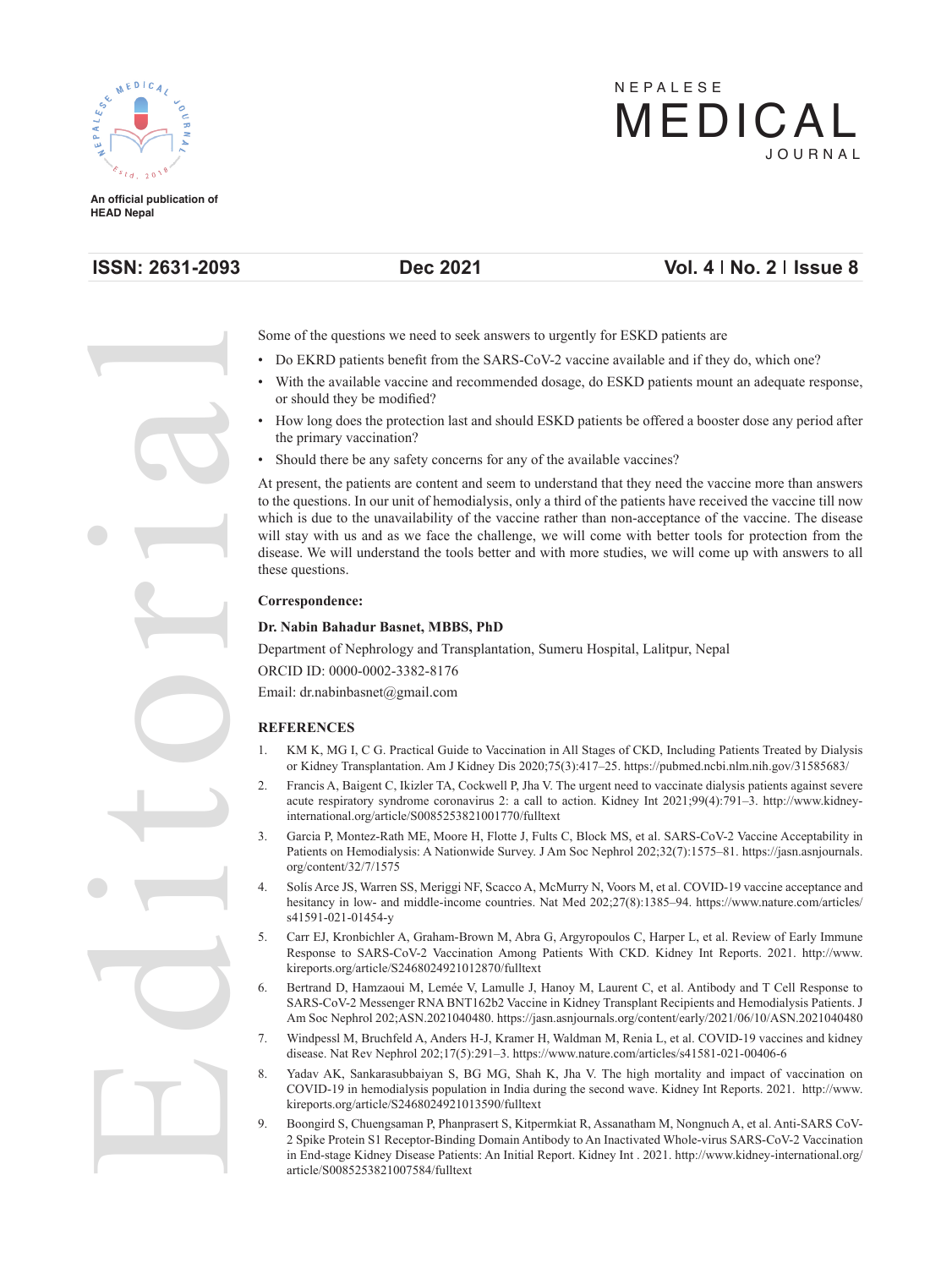Some of the questions we need to seek answers to urgently for ESKD patients are

- Do EKRD patients benefit from the SARS-CoV-2 vaccine available and if they do, which one?
- With the available vaccine and recommended dosage, do ESKD patients mount an adequate response, or should they be modified?
- How long does the protection last and should ESKD patients be offered a booster dose any period after the primary vaccination?
- Should there be any safety concerns for any of the available vaccines?

At present, the patients are content and seem to understand that they need the vaccine more than answers to the questions. In our unit of hemodialysis, only a third of the patients have received the vaccine till now which is due to the unavailability of the vaccine rather than non-acceptance of the vaccine. The disease will stay with us and as we face the challenge, we will come with better tools for protection from the disease. We will understand the tools better and with more studies, we will come up with answers to all these questions.

**Correspondence:**

**Dr. Nabin Bahadur Basnet, MBBS, PhD**

Department of Nephrology and Transplantation, Sumeru Hospital, Lalitpur, Nepal

ORCID ID: 0000-0002-3382-8176

Email: dr.nabinbasnet@gmail.com

## REFERENCES

1. KM K, MG I, C G. Practical Guide to Vaccination in All Stages of CKD, Including Patients Treated by Dialysis or Kidney Transplantation. Am J Kidney Dis 2020;75(3):417–25. https://pubmed.ncbi.nlm.nih.gov/31585683/
2. Francis A, Baigent C, Ikizler TA, Cockwell P, Jha V. The urgent need to vaccinate dialysis patients against severe acute respiratory syndrome coronavirus 2: a call to action. Kidney Int 2021;99(4):791–3. http://www.kidney-international.org/article/S0085253821001770/fulltext
3. Garcia P, Montez-Rath ME, Moore H, Flotte J, Fults C, Block MS, et al. SARS-CoV-2 Vaccine Acceptability in Patients on Hemodialysis: A Nationwide Survey. J Am Soc Nephrol 202;32(7):1575–81. https://jasn.asnjournals.org/content/32/7/1575
4. Solís Arce JS, Warren SS, Meriggi NF, Scacco A, McMurry N, Voors M, et al. COVID-19 vaccine acceptance and hesitancy in low- and middle-income countries. Nat Med 202;27(8):1385–94. https://www.nature.com/articles/s41591-021-01454-y
5. Carr EJ, Kronbichler A, Graham-Brown M, Abra G, Argyropoulos C, Harper L, et al. Review of Early Immune Response to SARS-CoV-2 Vaccination Among Patients With CKD. Kidney Int Reports. 2021. http://www.kireports.org/article/S2468024921012870/fulltext
6. Bertrand D, Hamzaoui M, Lemée V, Lamulle J, Hanoy M, Laurent C, et al. Antibody and T Cell Response to SARS-CoV-2 Messenger RNA BNT162b2 Vaccine in Kidney Transplant Recipients and Hemodialysis Patients. J Am Soc Nephrol 202;ASN.2021040480. https://jasn.asnjournals.org/content/early/2021/06/10/ASN.2021040480
7. Windpessl M, Bruchfeld A, Anders H-J, Kramer H, Waldman M, Renia L, et al. COVID-19 vaccines and kidney disease. Nat Rev Nephrol 202;17(5):291–3. https://www.nature.com/articles/s41581-021-00406-6
8. Yadav AK, Sankarasubbaiyan S, BG MG, Shah K, Jha V. The high mortality and impact of vaccination on COVID-19 in hemodialysis population in India during the second wave. Kidney Int Reports. 2021. http://www.kireports.org/article/S2468024921013590/fulltext
9. Boongird S, Chuengsaman P, Phanprasert S, Kitpermkiat R, Assanatham M, Nongnuch A, et al. Anti-SARS CoV-2 Spike Protein S1 Receptor-Binding Domain Antibody to An Inactivated Whole-virus SARS-CoV-2 Vaccination in End-stage Kidney Disease Patients: An Initial Report. Kidney Int . 2021. http://www.kidney-international.org/article/S0085253821007584/fulltext